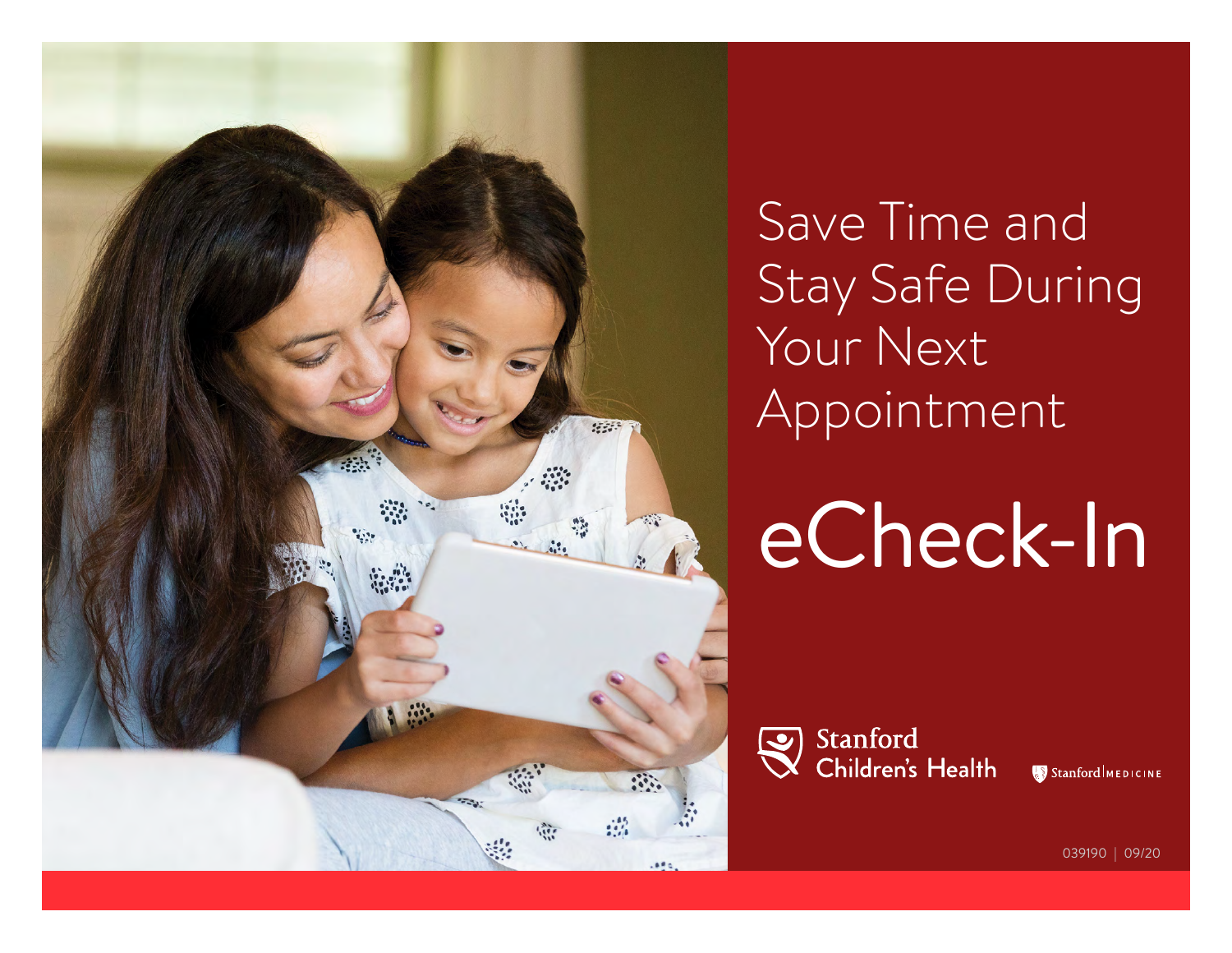# Save Time and Stay Safe During Your Next Appointment

# eCheck-In

Stanford Children's Health

Stanford | MEDICINE

039190 | 09/20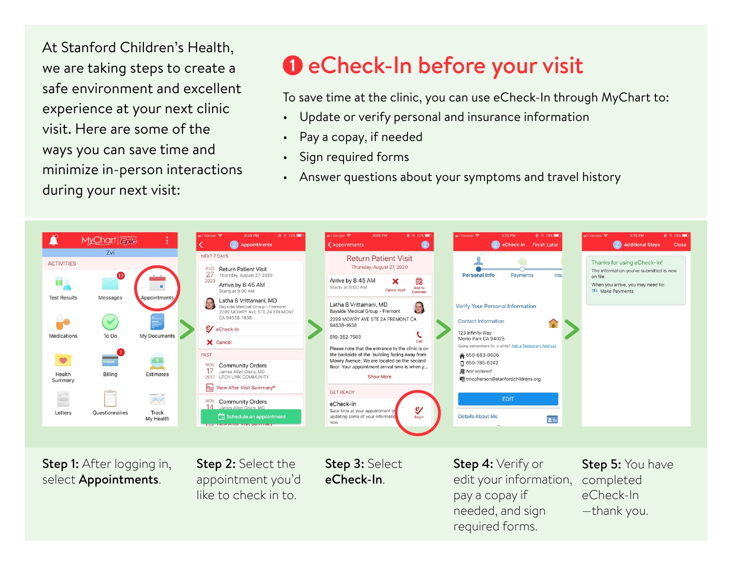At Stanford Children's Health, we are taking steps to create a safe environment and excellent experience at your next clinic visit. Here are some of the ways you can save time and minimize in-person interactions during your next visit:

## ❶ eCheck-In before your visit

To save time at the clinic, you can use eCheck-In through MyChart to:

- Update or verify personal and insurance information
- Pay a copay, if needed
- Sign required forms
- Answer questions about your symptoms and travel history

**Step 1:** After logging in, select **Appointments**.

**Step 2:** Select the appointment you'd like to check in to.

**Step 3:** Select **eCheck-In**.

**Step 4:** Verify or edit your information, pay a copay if needed, and sign required forms.

**Step 5:** You have completed eCheck-In —thank you.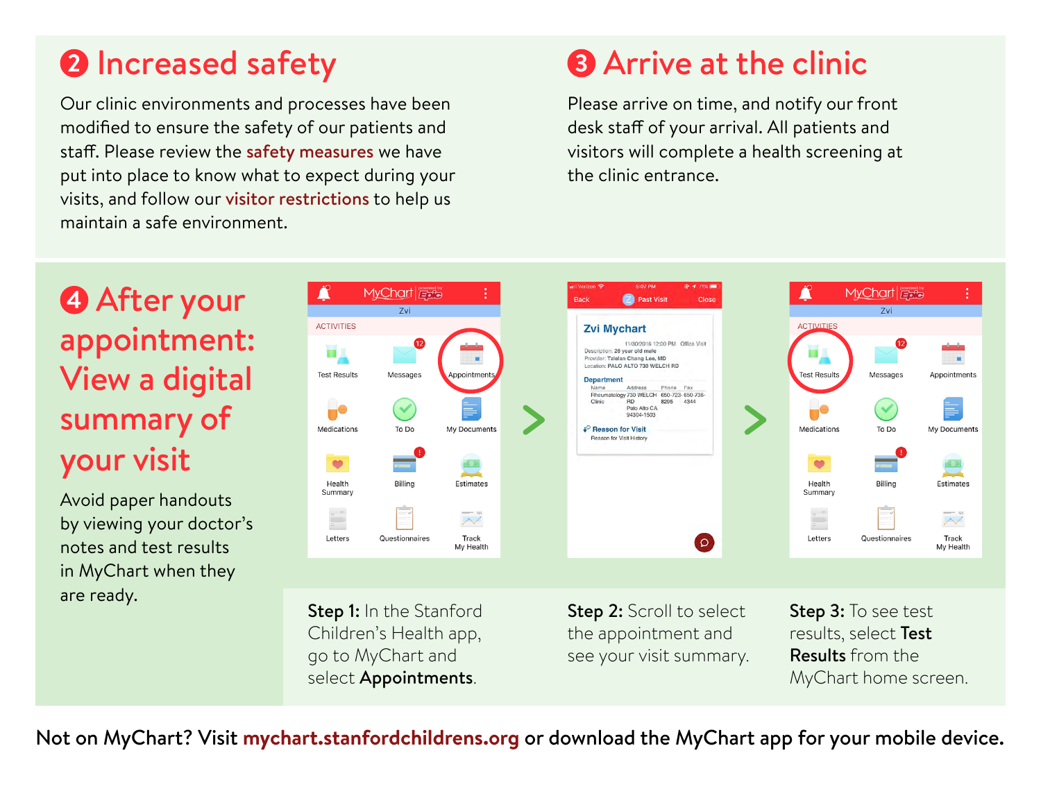## 2 Increased safety

Our clinic environments and processes have been modified to ensure the safety of our patients and staff. Please review the safety measures we have put into place to know what to expect during your visits, and follow our visitor restrictions to help us maintain a safe environment.

## 3 Arrive at the clinic

Please arrive on time, and notify our front desk staff of your arrival. All patients and visitors will complete a health screening at the clinic entrance.

## 4 After your appointment: View a digital summary of your visit

Avoid paper handouts by viewing your doctor's notes and test results in MyChart when they are ready.

**Step 1:** In the Stanford Children's Health app, go to MyChart and select **Appointments**.

**Step 2:** Scroll to select the appointment and see your visit summary.

**Step 3:** To see test results, select **Test Results** from the MyChart home screen.

Not on MyChart? Visit mychart.stanfordchildrens.org or download the MyChart app for your mobile device.